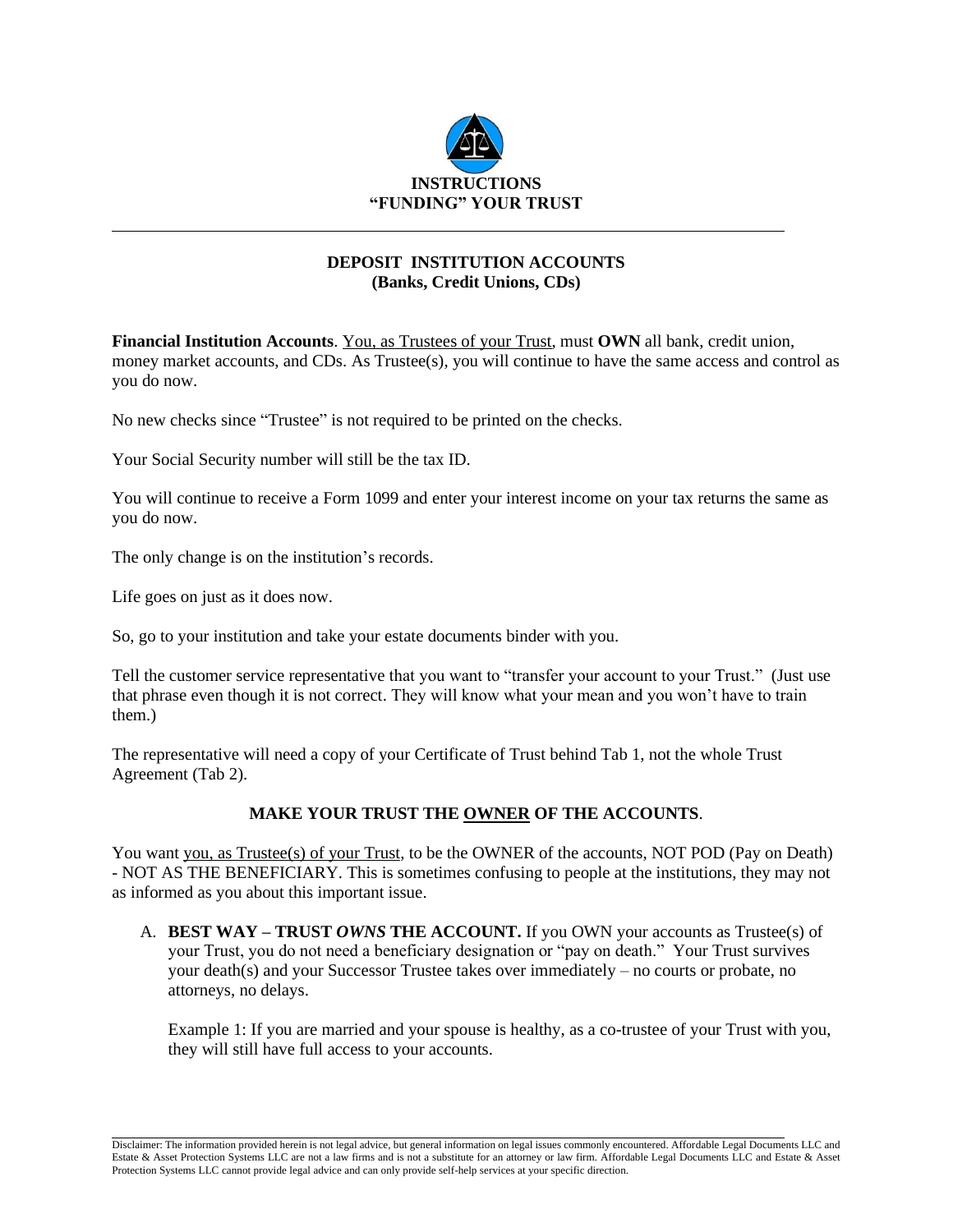# INSTRUCTIONS
# "FUNDING" YOUR TRUST

---

## DEPOSIT INSTITUTION ACCOUNTS
## (Banks, Credit Unions, CDs)

**Financial Institution Accounts**. You, as Trustees of your Trust, must **OWN** all bank, credit union, money market accounts, and CDs. As Trustee(s), you will continue to have the same access and control as you do now.

No new checks since "Trustee" is not required to be printed on the checks.

Your Social Security number will still be the tax ID.

You will continue to receive a Form 1099 and enter your interest income on your tax returns the same as you do now.

The only change is on the institution's records.

Life goes on just as it does now.

So, go to your institution and take your estate documents binder with you.

Tell the customer service representative that you want to "transfer your account to your Trust." (Just use that phrase even though it is not correct. They will know what your mean and you won't have to train them.)

The representative will need a copy of your Certificate of Trust behind Tab 1, not the whole Trust Agreement (Tab 2).

**MAKE YOUR TRUST THE OWNER OF THE ACCOUNTS**.

You want you, as Trustee(s) of your Trust, to be the OWNER of the accounts, NOT POD (Pay on Death) - NOT AS THE BENEFICIARY. This is sometimes confusing to people at the institutions, they may not as informed as you about this important issue.

A. **BEST WAY – TRUST *OWNS* THE ACCOUNT.** If you OWN your accounts as Trustee(s) of your Trust, you do not need a beneficiary designation or "pay on death." Your Trust survives your death(s) and your Successor Trustee takes over immediately – no courts or probate, no attorneys, no delays.

   Example 1: If you are married and your spouse is healthy, as a co-trustee of your Trust with you, they will still have full access to your accounts.

Disclaimer: The information provided herein is not legal advice, but general information on legal issues commonly encountered. Affordable Legal Documents LLC and Estate & Asset Protection Systems LLC are not a law firms and is not a substitute for an attorney or law firm. Affordable Legal Documents LLC and Estate & Asset Protection Systems LLC cannot provide legal advice and can only provide self-help services at your specific direction.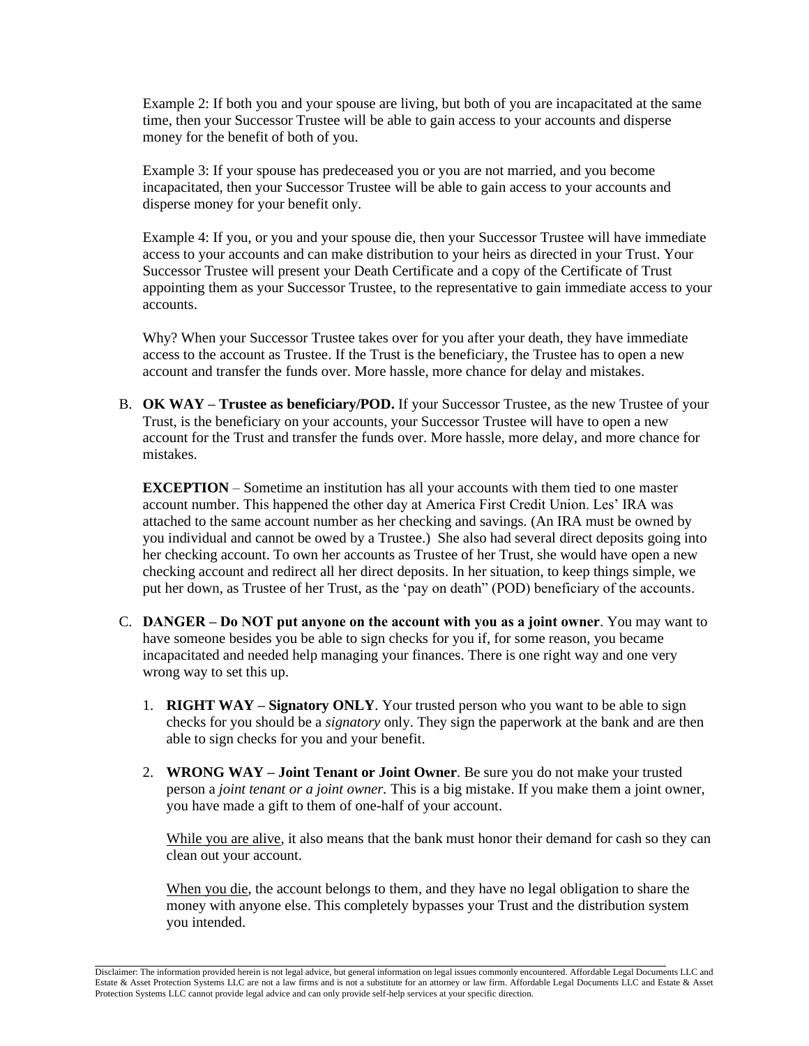Example 2: If both you and your spouse are living, but both of you are incapacitated at the same time, then your Successor Trustee will be able to gain access to your accounts and disperse money for the benefit of both of you.

Example 3: If your spouse has predeceased you or you are not married, and you become incapacitated, then your Successor Trustee will be able to gain access to your accounts and disperse money for your benefit only.

Example 4: If you, or you and your spouse die, then your Successor Trustee will have immediate access to your accounts and can make distribution to your heirs as directed in your Trust. Your Successor Trustee will present your Death Certificate and a copy of the Certificate of Trust appointing them as your Successor Trustee, to the representative to gain immediate access to your accounts.

Why? When your Successor Trustee takes over for you after your death, they have immediate access to the account as Trustee. If the Trust is the beneficiary, the Trustee has to open a new account and transfer the funds over. More hassle, more chance for delay and mistakes.

B. **OK WAY – Trustee as beneficiary/POD.** If your Successor Trustee, as the new Trustee of your Trust, is the beneficiary on your accounts, your Successor Trustee will have to open a new account for the Trust and transfer the funds over. More hassle, more delay, and more chance for mistakes.

   **EXCEPTION** – Sometime an institution has all your accounts with them tied to one master account number. This happened the other day at America First Credit Union. Les' IRA was attached to the same account number as her checking and savings. (An IRA must be owned by you individual and cannot be owed by a Trustee.) She also had several direct deposits going into her checking account. To own her accounts as Trustee of her Trust, she would have open a new checking account and redirect all her direct deposits. In her situation, to keep things simple, we put her down, as Trustee of her Trust, as the 'pay on death" (POD) beneficiary of the accounts.

C. **DANGER – Do NOT put anyone on the account with you as a joint owner**. You may want to have someone besides you be able to sign checks for you if, for some reason, you became incapacitated and needed help managing your finances. There is one right way and one very wrong way to set this up.

   1. **RIGHT WAY – Signatory ONLY**. Your trusted person who you want to be able to sign checks for you should be a *signatory* only. They sign the paperwork at the bank and are then able to sign checks for you and your benefit.

   2. **WRONG WAY – Joint Tenant or Joint Owner**. Be sure you do not make your trusted person a *joint tenant or a joint owner.* This is a big mistake. If you make them a joint owner, you have made a gift to them of one-half of your account.

      While you are alive, it also means that the bank must honor their demand for cash so they can clean out your account.

      When you die, the account belongs to them, and they have no legal obligation to share the money with anyone else. This completely bypasses your Trust and the distribution system you intended.

Disclaimer: The information provided herein is not legal advice, but general information on legal issues commonly encountered. Affordable Legal Documents LLC and Estate & Asset Protection Systems LLC are not a law firms and is not a substitute for an attorney or law firm. Affordable Legal Documents LLC and Estate & Asset Protection Systems LLC cannot provide legal advice and can only provide self-help services at your specific direction.